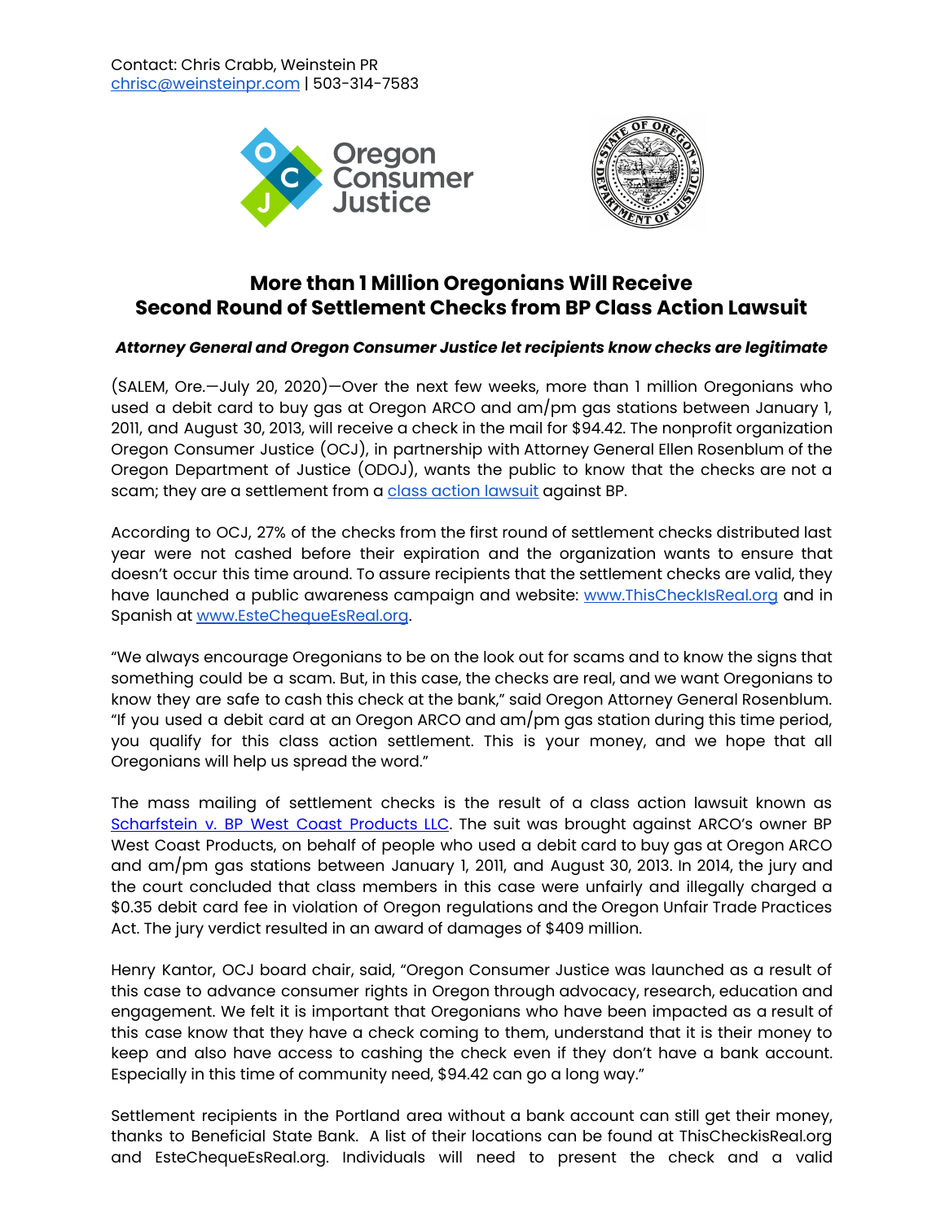Contact: Chris Crabb, Weinstein PR
chrisc@weinsteinpr.com | 503-314-7583

# More than 1 Million Oregonians Will Receive Second Round of Settlement Checks from BP Class Action Lawsuit

***Attorney General and Oregon Consumer Justice let recipients know checks are legitimate***

(SALEM, Ore.—July 20, 2020)—Over the next few weeks, more than 1 million Oregonians who used a debit card to buy gas at Oregon ARCO and am/pm gas stations between January 1, 2011, and August 30, 2013, will receive a check in the mail for $94.42. The nonprofit organization Oregon Consumer Justice (OCJ), in partnership with Attorney General Ellen Rosenblum of the Oregon Department of Justice (ODOJ), wants the public to know that the checks are not a scam; they are a settlement from a class action lawsuit against BP.

According to OCJ, 27% of the checks from the first round of settlement checks distributed last year were not cashed before their expiration and the organization wants to ensure that doesn't occur this time around. To assure recipients that the settlement checks are valid, they have launched a public awareness campaign and website: www.ThisCheckIsReal.org and in Spanish at www.EsteChequeEsReal.org.

"We always encourage Oregonians to be on the look out for scams and to know the signs that something could be a scam. But, in this case, the checks are real, and we want Oregonians to know they are safe to cash this check at the bank," said Oregon Attorney General Rosenblum. "If you used a debit card at an Oregon ARCO and am/pm gas station during this time period, you qualify for this class action settlement. This is your money, and we hope that all Oregonians will help us spread the word."

The mass mailing of settlement checks is the result of a class action lawsuit known as Scharfstein v. BP West Coast Products LLC. The suit was brought against ARCO's owner BP West Coast Products, on behalf of people who used a debit card to buy gas at Oregon ARCO and am/pm gas stations between January 1, 2011, and August 30, 2013. In 2014, the jury and the court concluded that class members in this case were unfairly and illegally charged a $0.35 debit card fee in violation of Oregon regulations and the Oregon Unfair Trade Practices Act. The jury verdict resulted in an award of damages of $409 million.

Henry Kantor, OCJ board chair, said, "Oregon Consumer Justice was launched as a result of this case to advance consumer rights in Oregon through advocacy, research, education and engagement. We felt it is important that Oregonians who have been impacted as a result of this case know that they have a check coming to them, understand that it is their money to keep and also have access to cashing the check even if they don't have a bank account. Especially in this time of community need, $94.42 can go a long way."

Settlement recipients in the Portland area without a bank account can still get their money, thanks to Beneficial State Bank. A list of their locations can be found at ThisCheckisReal.org and EsteChequeEsReal.org. Individuals will need to present the check and a valid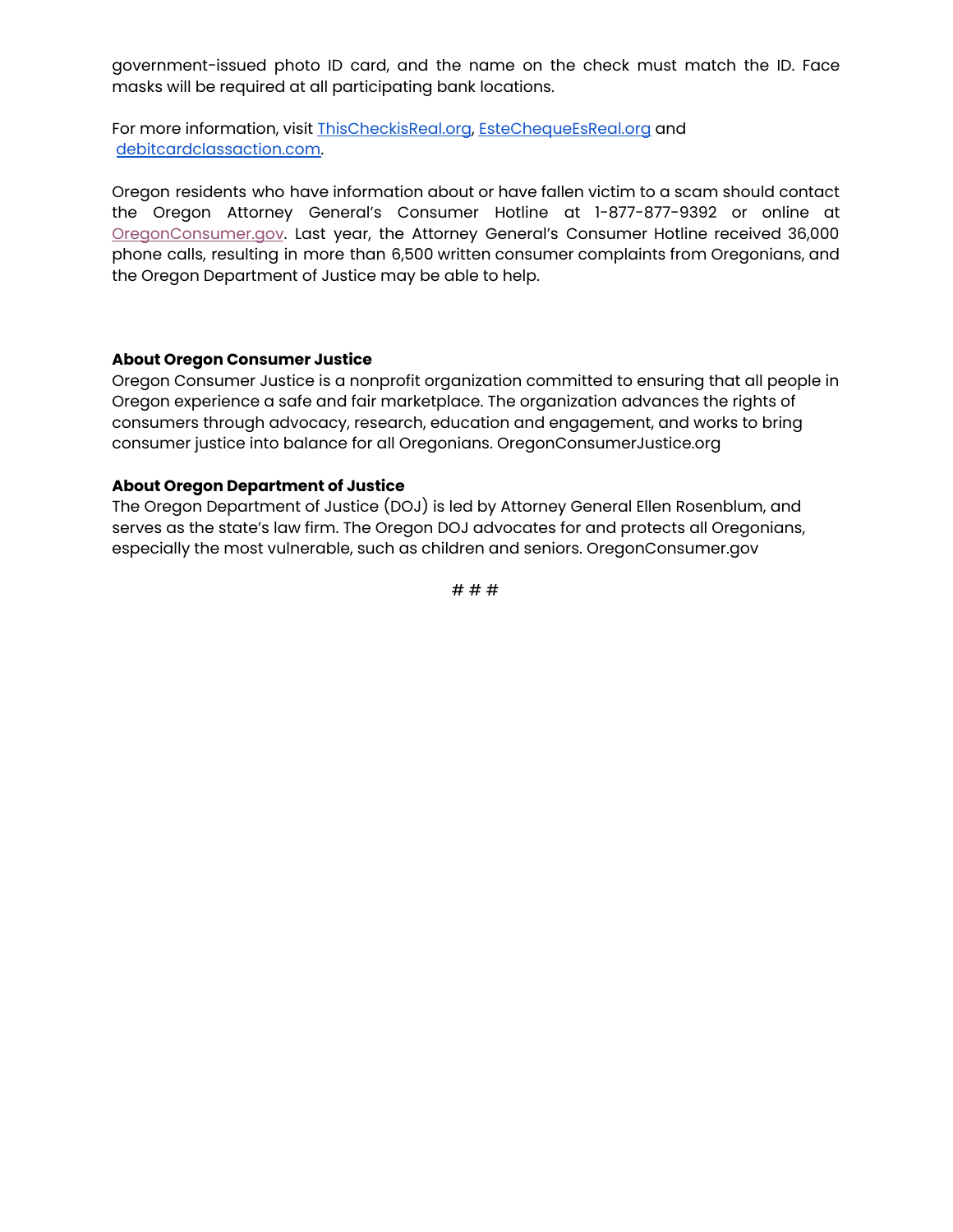government-issued photo ID card, and the name on the check must match the ID. Face masks will be required at all participating bank locations.

For more information, visit ThisCheckisReal.org, EsteChequeEsReal.org and debitcardclassaction.com.

Oregon residents who have information about or have fallen victim to a scam should contact the Oregon Attorney General's Consumer Hotline at 1-877-877-9392 or online at OregonConsumer.gov. Last year, the Attorney General's Consumer Hotline received 36,000 phone calls, resulting in more than 6,500 written consumer complaints from Oregonians, and the Oregon Department of Justice may be able to help.

**About Oregon Consumer Justice**
Oregon Consumer Justice is a nonprofit organization committed to ensuring that all people in Oregon experience a safe and fair marketplace. The organization advances the rights of consumers through advocacy, research, education and engagement, and works to bring consumer justice into balance for all Oregonians. OregonConsumerJustice.org

**About Oregon Department of Justice**
The Oregon Department of Justice (DOJ) is led by Attorney General Ellen Rosenblum, and serves as the state's law firm. The Oregon DOJ advocates for and protects all Oregonians, especially the most vulnerable, such as children and seniors. OregonConsumer.gov

# # #